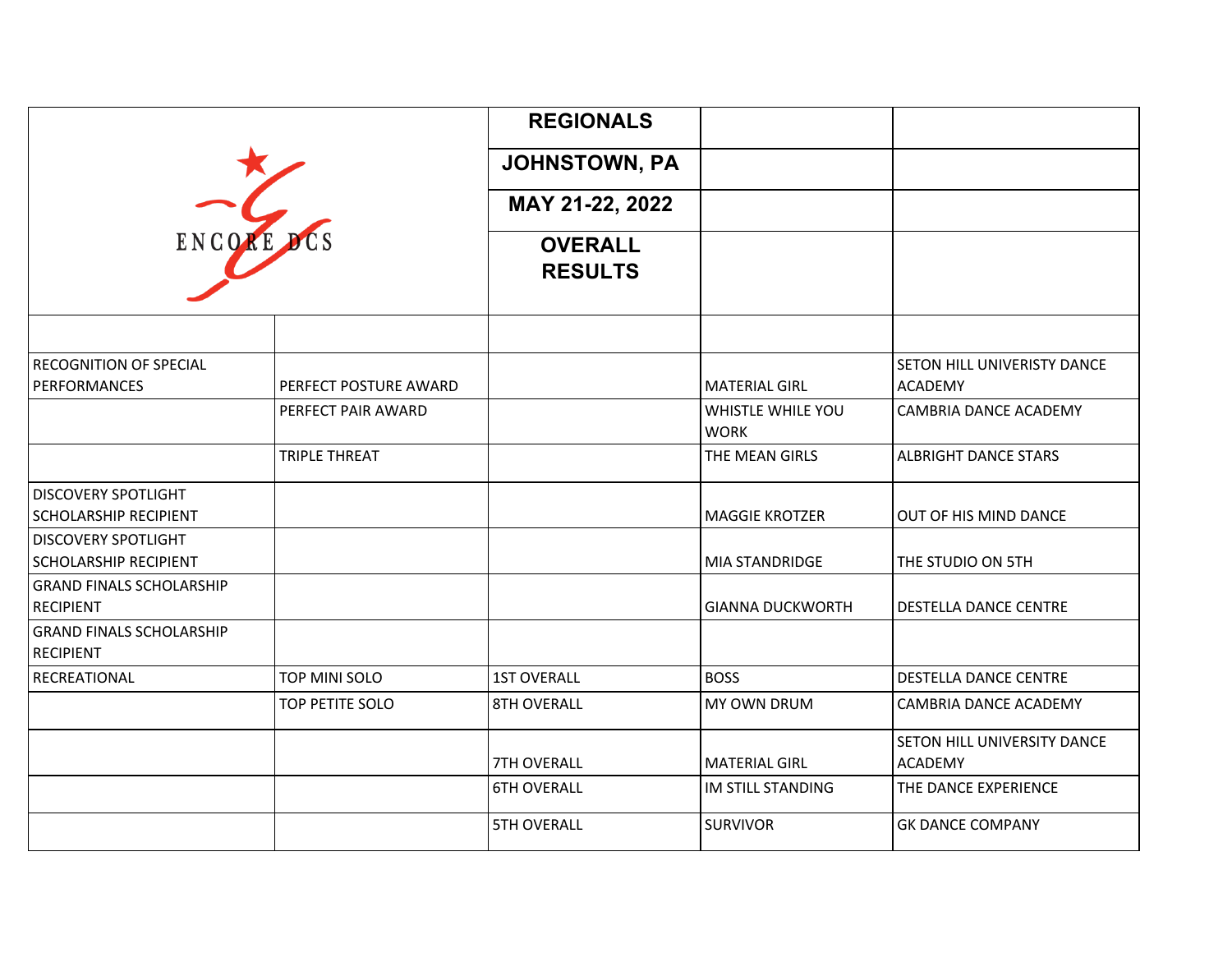ENCORE DCS

## REGIONALS

## JOHNSTOWN, PA

## MAY 21-22, 2022

## OVERALL RESULTS

| | | | | |
|---|---|---|---|---|
| RECOGNITION OF SPECIAL PERFORMANCES | PERFECT POSTURE AWARD | | MATERIAL GIRL | SETON HILL UNIVERISTY DANCE ACADEMY |
| | PERFECT PAIR AWARD | | WHISTLE WHILE YOU WORK | CAMBRIA DANCE ACADEMY |
| | TRIPLE THREAT | | THE MEAN GIRLS | ALBRIGHT DANCE STARS |
| DISCOVERY SPOTLIGHT SCHOLARSHIP RECIPIENT | | | MAGGIE KROTZER | OUT OF HIS MIND DANCE |
| DISCOVERY SPOTLIGHT SCHOLARSHIP RECIPIENT | | | MIA STANDRIDGE | THE STUDIO ON 5TH |
| GRAND FINALS SCHOLARSHIP RECIPIENT | | | GIANNA DUCKWORTH | DESTELLA DANCE CENTRE |
| GRAND FINALS SCHOLARSHIP RECIPIENT | | | | |
| RECREATIONAL | TOP MINI SOLO | 1ST OVERALL | BOSS | DESTELLA DANCE CENTRE |
| | TOP PETITE SOLO | 8TH OVERALL | MY OWN DRUM | CAMBRIA DANCE ACADEMY |
| | | 7TH OVERALL | MATERIAL GIRL | SETON HILL UNIVERSITY DANCE ACADEMY |
| | | 6TH OVERALL | IM STILL STANDING | THE DANCE EXPERIENCE |
| | | 5TH OVERALL | SURVIVOR | GK DANCE COMPANY |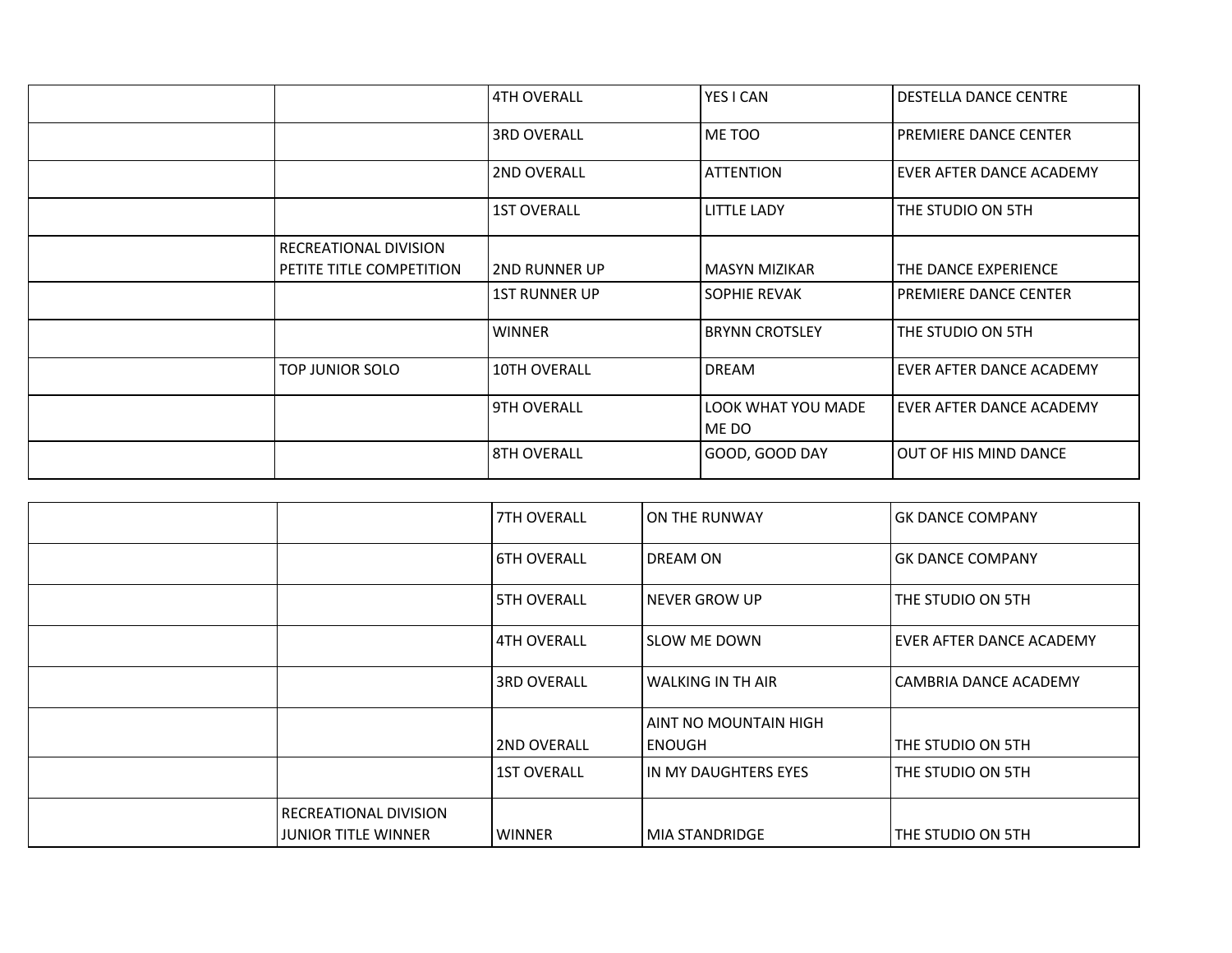| | | | | |
|---|---|---|---|---|
| | | 4TH OVERALL | YES I CAN | DESTELLA DANCE CENTRE |
| | | 3RD OVERALL | ME TOO | PREMIERE DANCE CENTER |
| | | 2ND OVERALL | ATTENTION | EVER AFTER DANCE ACADEMY |
| | | 1ST OVERALL | LITTLE LADY | THE STUDIO ON 5TH |
| | RECREATIONAL DIVISION PETITE TITLE COMPETITION | 2ND RUNNER UP | MASYN MIZIKAR | THE DANCE EXPERIENCE |
| | | 1ST RUNNER UP | SOPHIE REVAK | PREMIERE DANCE CENTER |
| | | WINNER | BRYNN CROTSLEY | THE STUDIO ON 5TH |
| | TOP JUNIOR SOLO | 10TH OVERALL | DREAM | EVER AFTER DANCE ACADEMY |
| | | 9TH OVERALL | LOOK WHAT YOU MADE ME DO | EVER AFTER DANCE ACADEMY |
| | | 8TH OVERALL | GOOD, GOOD DAY | OUT OF HIS MIND DANCE |
| | | 7TH OVERALL | ON THE RUNWAY | GK DANCE COMPANY |
| | | 6TH OVERALL | DREAM ON | GK DANCE COMPANY |
| | | 5TH OVERALL | NEVER GROW UP | THE STUDIO ON 5TH |
| | | 4TH OVERALL | SLOW ME DOWN | EVER AFTER DANCE ACADEMY |
| | | 3RD OVERALL | WALKING IN TH AIR | CAMBRIA DANCE ACADEMY |
| | | 2ND OVERALL | AINT NO MOUNTAIN HIGH ENOUGH | THE STUDIO ON 5TH |
| | | 1ST OVERALL | IN MY DAUGHTERS EYES | THE STUDIO ON 5TH |
| | RECREATIONAL DIVISION JUNIOR TITLE WINNER | WINNER | MIA STANDRIDGE | THE STUDIO ON 5TH |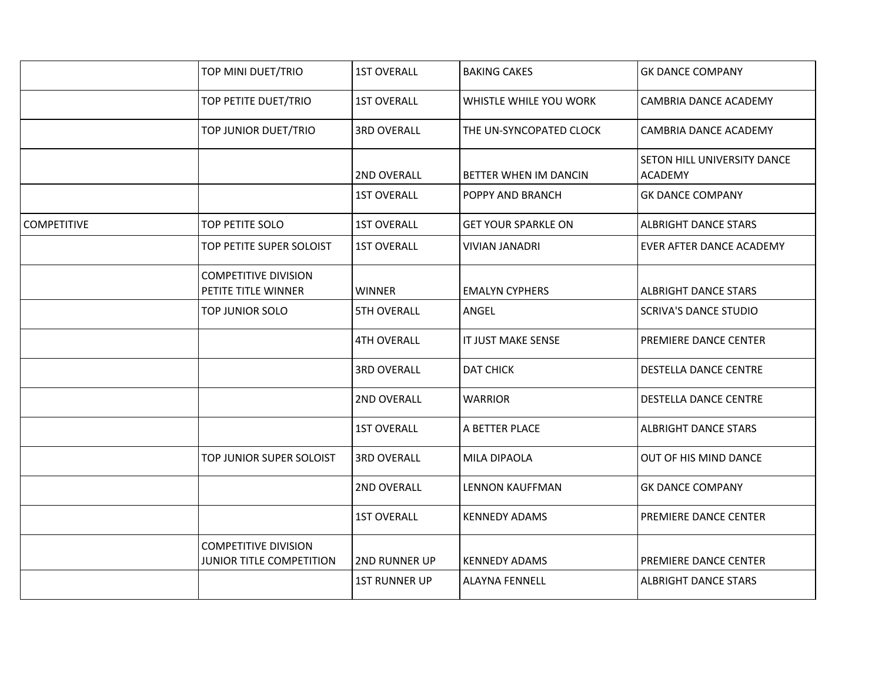| | | | | |
|---|---|---|---|---|
| | TOP MINI DUET/TRIO | 1ST OVERALL | BAKING CAKES | GK DANCE COMPANY |
| | TOP PETITE DUET/TRIO | 1ST OVERALL | WHISTLE WHILE YOU WORK | CAMBRIA DANCE ACADEMY |
| | TOP JUNIOR DUET/TRIO | 3RD OVERALL | THE UN-SYNCOPATED CLOCK | CAMBRIA DANCE ACADEMY |
| | | 2ND OVERALL | BETTER WHEN IM DANCIN | SETON HILL UNIVERSITY DANCE ACADEMY |
| | | 1ST OVERALL | POPPY AND BRANCH | GK DANCE COMPANY |
| COMPETITIVE | TOP PETITE SOLO | 1ST OVERALL | GET YOUR SPARKLE ON | ALBRIGHT DANCE STARS |
| | TOP PETITE SUPER SOLOIST | 1ST OVERALL | VIVIAN JANADRI | EVER AFTER DANCE ACADEMY |
| | COMPETITIVE DIVISION PETITE TITLE WINNER | WINNER | EMALYN CYPHERS | ALBRIGHT DANCE STARS |
| | TOP JUNIOR SOLO | 5TH OVERALL | ANGEL | SCRIVA'S DANCE STUDIO |
| | | 4TH OVERALL | IT JUST MAKE SENSE | PREMIERE DANCE CENTER |
| | | 3RD OVERALL | DAT CHICK | DESTELLA DANCE CENTRE |
| | | 2ND OVERALL | WARRIOR | DESTELLA DANCE CENTRE |
| | | 1ST OVERALL | A BETTER PLACE | ALBRIGHT DANCE STARS |
| | TOP JUNIOR SUPER SOLOIST | 3RD OVERALL | MILA DIPAOLA | OUT OF HIS MIND DANCE |
| | | 2ND OVERALL | LENNON KAUFFMAN | GK DANCE COMPANY |
| | | 1ST OVERALL | KENNEDY ADAMS | PREMIERE DANCE CENTER |
| | COMPETITIVE DIVISION JUNIOR TITLE COMPETITION | 2ND RUNNER UP | KENNEDY ADAMS | PREMIERE DANCE CENTER |
| | | 1ST RUNNER UP | ALAYNA FENNELL | ALBRIGHT DANCE STARS |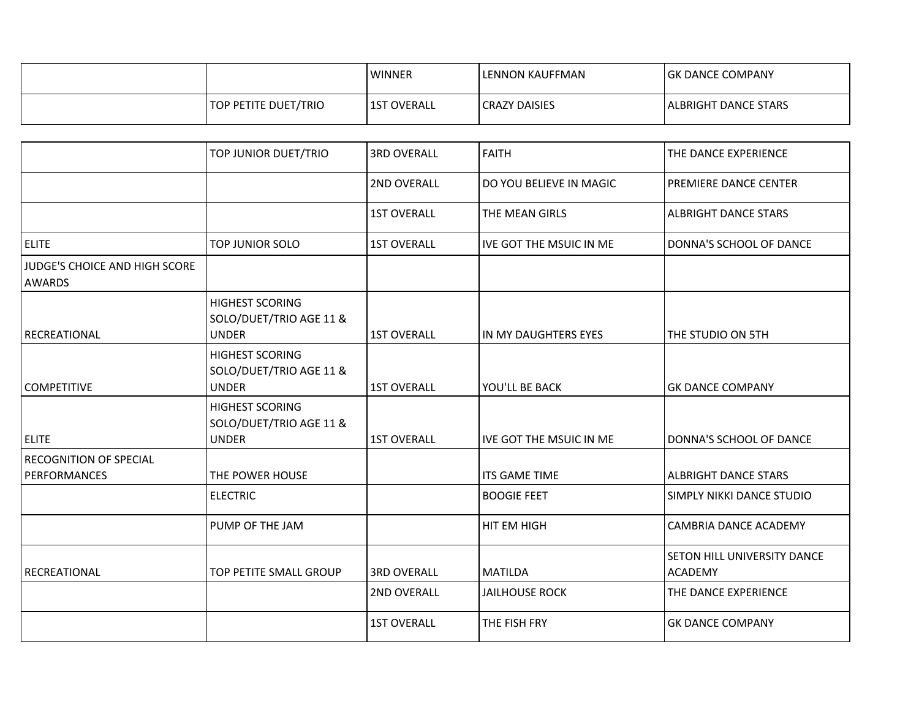| | | | | |
|---|---|---|---|---|
| | | WINNER | LENNON KAUFFMAN | GK DANCE COMPANY |
| | TOP PETITE DUET/TRIO | 1ST OVERALL | CRAZY DAISIES | ALBRIGHT DANCE STARS |

| | | | | |
|---|---|---|---|---|
| | TOP JUNIOR DUET/TRIO | 3RD OVERALL | FAITH | THE DANCE EXPERIENCE |
| | | 2ND OVERALL | DO YOU BELIEVE IN MAGIC | PREMIERE DANCE CENTER |
| | | 1ST OVERALL | THE MEAN GIRLS | ALBRIGHT DANCE STARS |
| ELITE | TOP JUNIOR SOLO | 1ST OVERALL | IVE GOT THE MSUIC IN ME | DONNA'S SCHOOL OF DANCE |
| JUDGE'S CHOICE AND HIGH SCORE AWARDS | | | | |
| RECREATIONAL | HIGHEST SCORING SOLO/DUET/TRIO AGE 11 & UNDER | 1ST OVERALL | IN MY DAUGHTERS EYES | THE STUDIO ON 5TH |
| COMPETITIVE | HIGHEST SCORING SOLO/DUET/TRIO AGE 11 & UNDER | 1ST OVERALL | YOU'LL BE BACK | GK DANCE COMPANY |
| ELITE | HIGHEST SCORING SOLO/DUET/TRIO AGE 11 & UNDER | 1ST OVERALL | IVE GOT THE MSUIC IN ME | DONNA'S SCHOOL OF DANCE |
| RECOGNITION OF SPECIAL PERFORMANCES | THE POWER HOUSE | | ITS GAME TIME | ALBRIGHT DANCE STARS |
| | ELECTRIC | | BOOGIE FEET | SIMPLY NIKKI DANCE STUDIO |
| | PUMP OF THE JAM | | HIT EM HIGH | CAMBRIA DANCE ACADEMY |
| RECREATIONAL | TOP PETITE SMALL GROUP | 3RD OVERALL | MATILDA | SETON HILL UNIVERSITY DANCE ACADEMY |
| | | 2ND OVERALL | JAILHOUSE ROCK | THE DANCE EXPERIENCE |
| | | 1ST OVERALL | THE FISH FRY | GK DANCE COMPANY |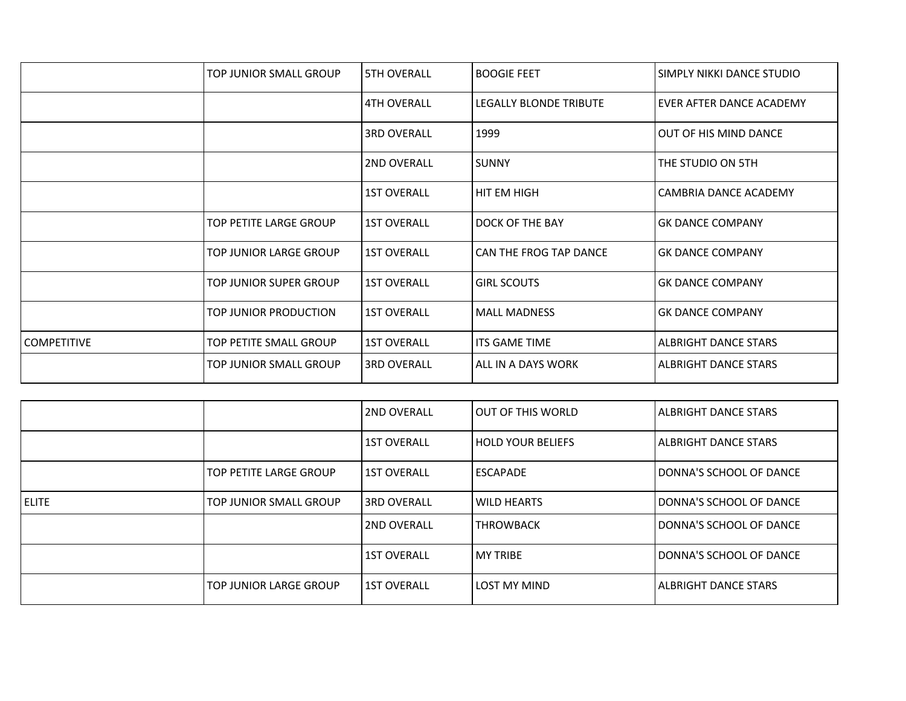| | | | | |
|---|---|---|---|---|
| | TOP JUNIOR SMALL GROUP | 5TH OVERALL | BOOGIE FEET | SIMPLY NIKKI DANCE STUDIO |
| | | 4TH OVERALL | LEGALLY BLONDE TRIBUTE | EVER AFTER DANCE ACADEMY |
| | | 3RD OVERALL | 1999 | OUT OF HIS MIND DANCE |
| | | 2ND OVERALL | SUNNY | THE STUDIO ON 5TH |
| | | 1ST OVERALL | HIT EM HIGH | CAMBRIA DANCE ACADEMY |
| | TOP PETITE LARGE GROUP | 1ST OVERALL | DOCK OF THE BAY | GK DANCE COMPANY |
| | TOP JUNIOR LARGE GROUP | 1ST OVERALL | CAN THE FROG TAP DANCE | GK DANCE COMPANY |
| | TOP JUNIOR SUPER GROUP | 1ST OVERALL | GIRL SCOUTS | GK DANCE COMPANY |
| | TOP JUNIOR PRODUCTION | 1ST OVERALL | MALL MADNESS | GK DANCE COMPANY |
| COMPETITIVE | TOP PETITE SMALL GROUP | 1ST OVERALL | ITS GAME TIME | ALBRIGHT DANCE STARS |
| | TOP JUNIOR SMALL GROUP | 3RD OVERALL | ALL IN A DAYS WORK | ALBRIGHT DANCE STARS |
| | | 2ND OVERALL | OUT OF THIS WORLD | ALBRIGHT DANCE STARS |
| | | 1ST OVERALL | HOLD YOUR BELIEFS | ALBRIGHT DANCE STARS |
| | TOP PETITE LARGE GROUP | 1ST OVERALL | ESCAPADE | DONNA'S SCHOOL OF DANCE |
| ELITE | TOP JUNIOR SMALL GROUP | 3RD OVERALL | WILD HEARTS | DONNA'S SCHOOL OF DANCE |
| | | 2ND OVERALL | THROWBACK | DONNA'S SCHOOL OF DANCE |
| | | 1ST OVERALL | MY TRIBE | DONNA'S SCHOOL OF DANCE |
| | TOP JUNIOR LARGE GROUP | 1ST OVERALL | LOST MY MIND | ALBRIGHT DANCE STARS |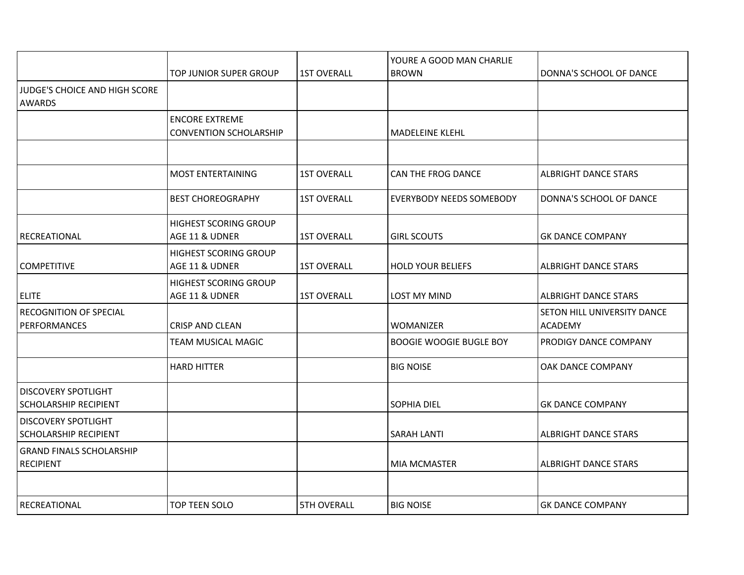| | | | | |
|---|---|---|---|---|
| | TOP JUNIOR SUPER GROUP | 1ST OVERALL | YOURE A GOOD MAN CHARLIE BROWN | DONNA'S SCHOOL OF DANCE |
| JUDGE'S CHOICE AND HIGH SCORE AWARDS | | | | |
| | ENCORE EXTREME CONVENTION SCHOLARSHIP | | MADELEINE KLEHL | |
| | | | | |
| | MOST ENTERTAINING | 1ST OVERALL | CAN THE FROG DANCE | ALBRIGHT DANCE STARS |
| | BEST CHOREOGRAPHY | 1ST OVERALL | EVERYBODY NEEDS SOMEBODY | DONNA'S SCHOOL OF DANCE |
| RECREATIONAL | HIGHEST SCORING GROUP AGE 11 & UDNER | 1ST OVERALL | GIRL SCOUTS | GK DANCE COMPANY |
| COMPETITIVE | HIGHEST SCORING GROUP AGE 11 & UDNER | 1ST OVERALL | HOLD YOUR BELIEFS | ALBRIGHT DANCE STARS |
| ELITE | HIGHEST SCORING GROUP AGE 11 & UDNER | 1ST OVERALL | LOST MY MIND | ALBRIGHT DANCE STARS |
| RECOGNITION OF SPECIAL PERFORMANCES | CRISP AND CLEAN | | WOMANIZER | SETON HILL UNIVERSITY DANCE ACADEMY |
| | TEAM MUSICAL MAGIC | | BOOGIE WOOGIE BUGLE BOY | PRODIGY DANCE COMPANY |
| | HARD HITTER | | BIG NOISE | OAK DANCE COMPANY |
| DISCOVERY SPOTLIGHT SCHOLARSHIP RECIPIENT | | | SOPHIA DIEL | GK DANCE COMPANY |
| DISCOVERY SPOTLIGHT SCHOLARSHIP RECIPIENT | | | SARAH LANTI | ALBRIGHT DANCE STARS |
| GRAND FINALS SCHOLARSHIP RECIPIENT | | | MIA MCMASTER | ALBRIGHT DANCE STARS |
| | | | | |
| RECREATIONAL | TOP TEEN SOLO | 5TH OVERALL | BIG NOISE | GK DANCE COMPANY |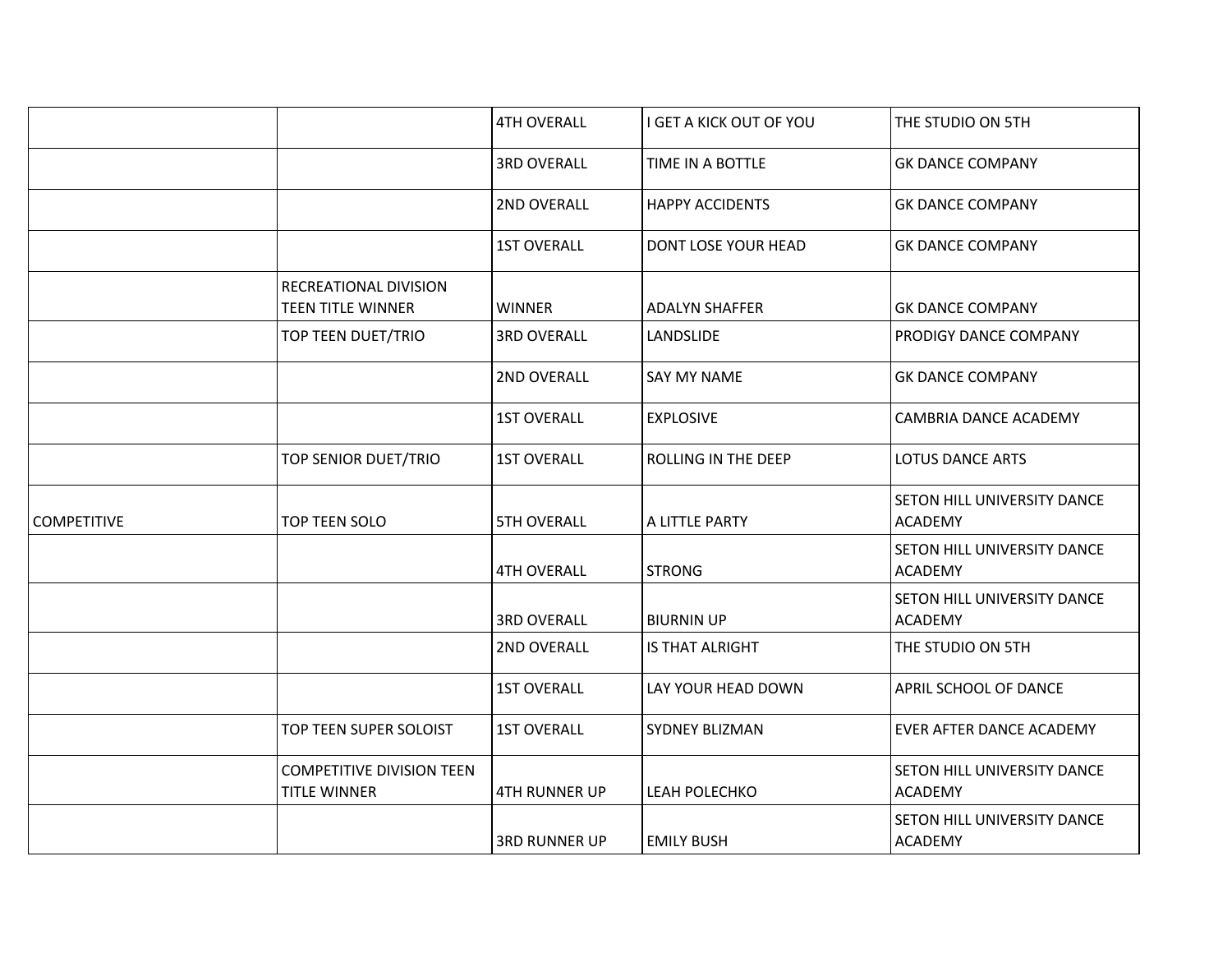| | | | | |
|---|---|---|---|---|
| | | 4TH OVERALL | I GET A KICK OUT OF YOU | THE STUDIO ON 5TH |
| | | 3RD OVERALL | TIME IN A BOTTLE | GK DANCE COMPANY |
| | | 2ND OVERALL | HAPPY ACCIDENTS | GK DANCE COMPANY |
| | | 1ST OVERALL | DONT LOSE YOUR HEAD | GK DANCE COMPANY |
| | RECREATIONAL DIVISION TEEN TITLE WINNER | WINNER | ADALYN SHAFFER | GK DANCE COMPANY |
| | TOP TEEN DUET/TRIO | 3RD OVERALL | LANDSLIDE | PRODIGY DANCE COMPANY |
| | | 2ND OVERALL | SAY MY NAME | GK DANCE COMPANY |
| | | 1ST OVERALL | EXPLOSIVE | CAMBRIA DANCE ACADEMY |
| | TOP SENIOR DUET/TRIO | 1ST OVERALL | ROLLING IN THE DEEP | LOTUS DANCE ARTS |
| COMPETITIVE | TOP TEEN SOLO | 5TH OVERALL | A LITTLE PARTY | SETON HILL UNIVERSITY DANCE ACADEMY |
| | | 4TH OVERALL | STRONG | SETON HILL UNIVERSITY DANCE ACADEMY |
| | | 3RD OVERALL | BIURNIN UP | SETON HILL UNIVERSITY DANCE ACADEMY |
| | | 2ND OVERALL | IS THAT ALRIGHT | THE STUDIO ON 5TH |
| | | 1ST OVERALL | LAY YOUR HEAD DOWN | APRIL SCHOOL OF DANCE |
| | TOP TEEN SUPER SOLOIST | 1ST OVERALL | SYDNEY BLIZMAN | EVER AFTER DANCE ACADEMY |
| | COMPETITIVE DIVISION TEEN TITLE WINNER | 4TH RUNNER UP | LEAH POLECHKO | SETON HILL UNIVERSITY DANCE ACADEMY |
| | | 3RD RUNNER UP | EMILY BUSH | SETON HILL UNIVERSITY DANCE ACADEMY |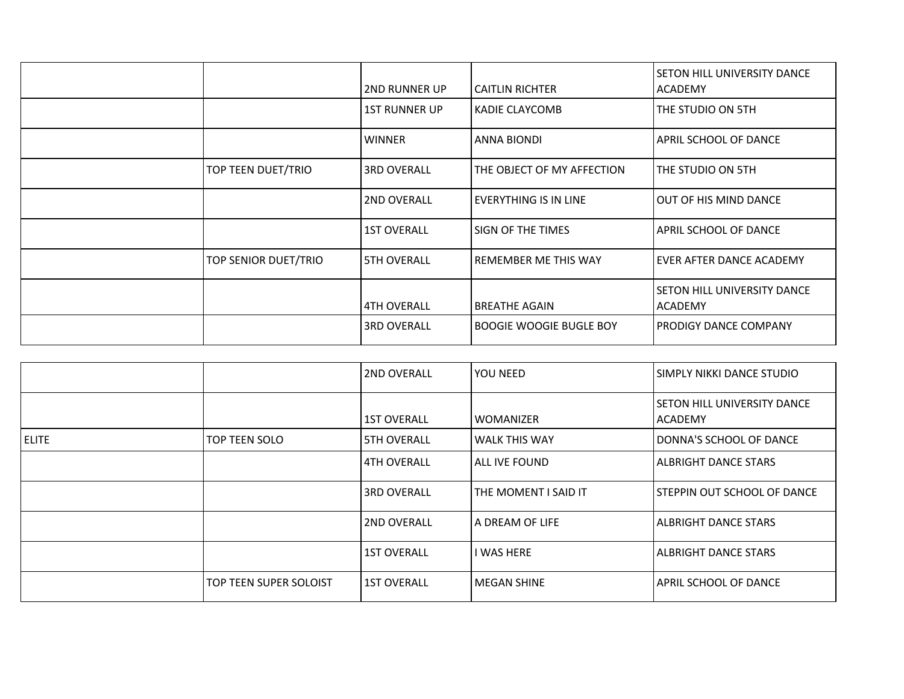| | | | | |
|---|---|---|---|---|
| | | 2ND RUNNER UP | CAITLIN RICHTER | SETON HILL UNIVERSITY DANCE ACADEMY |
| | | 1ST RUNNER UP | KADIE CLAYCOMB | THE STUDIO ON 5TH |
| | | WINNER | ANNA BIONDI | APRIL SCHOOL OF DANCE |
| | TOP TEEN DUET/TRIO | 3RD OVERALL | THE OBJECT OF MY AFFECTION | THE STUDIO ON 5TH |
| | | 2ND OVERALL | EVERYTHING IS IN LINE | OUT OF HIS MIND DANCE |
| | | 1ST OVERALL | SIGN OF THE TIMES | APRIL SCHOOL OF DANCE |
| | TOP SENIOR DUET/TRIO | 5TH OVERALL | REMEMBER ME THIS WAY | EVER AFTER DANCE ACADEMY |
| | | 4TH OVERALL | BREATHE AGAIN | SETON HILL UNIVERSITY DANCE ACADEMY |
| | | 3RD OVERALL | BOOGIE WOOGIE BUGLE BOY | PRODIGY DANCE COMPANY |
| | | 2ND OVERALL | YOU NEED | SIMPLY NIKKI DANCE STUDIO |
| | | 1ST OVERALL | WOMANIZER | SETON HILL UNIVERSITY DANCE ACADEMY |
| ELITE | TOP TEEN SOLO | 5TH OVERALL | WALK THIS WAY | DONNA'S SCHOOL OF DANCE |
| | | 4TH OVERALL | ALL IVE FOUND | ALBRIGHT DANCE STARS |
| | | 3RD OVERALL | THE MOMENT I SAID IT | STEPPIN OUT SCHOOL OF DANCE |
| | | 2ND OVERALL | A DREAM OF LIFE | ALBRIGHT DANCE STARS |
| | | 1ST OVERALL | I WAS HERE | ALBRIGHT DANCE STARS |
| | TOP TEEN SUPER SOLOIST | 1ST OVERALL | MEGAN SHINE | APRIL SCHOOL OF DANCE |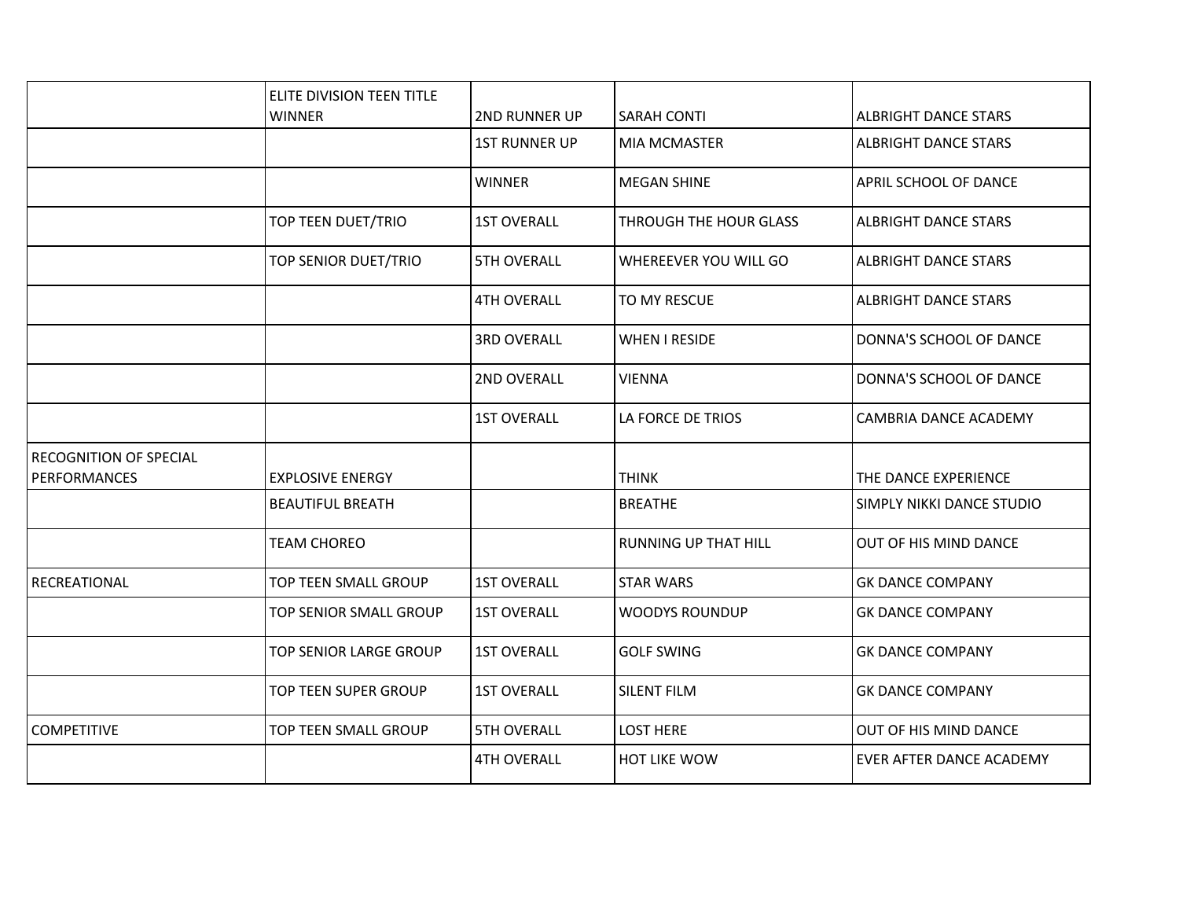| | | | | |
|---|---|---|---|---|
| | ELITE DIVISION TEEN TITLE WINNER | 2ND RUNNER UP | SARAH CONTI | ALBRIGHT DANCE STARS |
| | | 1ST RUNNER UP | MIA MCMASTER | ALBRIGHT DANCE STARS |
| | | WINNER | MEGAN SHINE | APRIL SCHOOL OF DANCE |
| | TOP TEEN DUET/TRIO | 1ST OVERALL | THROUGH THE HOUR GLASS | ALBRIGHT DANCE STARS |
| | TOP SENIOR DUET/TRIO | 5TH OVERALL | WHEREEVER YOU WILL GO | ALBRIGHT DANCE STARS |
| | | 4TH OVERALL | TO MY RESCUE | ALBRIGHT DANCE STARS |
| | | 3RD OVERALL | WHEN I RESIDE | DONNA'S SCHOOL OF DANCE |
| | | 2ND OVERALL | VIENNA | DONNA'S SCHOOL OF DANCE |
| | | 1ST OVERALL | LA FORCE DE TRIOS | CAMBRIA DANCE ACADEMY |
| RECOGNITION OF SPECIAL PERFORMANCES | EXPLOSIVE ENERGY | | THINK | THE DANCE EXPERIENCE |
| | BEAUTIFUL BREATH | | BREATHE | SIMPLY NIKKI DANCE STUDIO |
| | TEAM CHOREO | | RUNNING UP THAT HILL | OUT OF HIS MIND DANCE |
| RECREATIONAL | TOP TEEN SMALL GROUP | 1ST OVERALL | STAR WARS | GK DANCE COMPANY |
| | TOP SENIOR SMALL GROUP | 1ST OVERALL | WOODYS ROUNDUP | GK DANCE COMPANY |
| | TOP SENIOR LARGE GROUP | 1ST OVERALL | GOLF SWING | GK DANCE COMPANY |
| | TOP TEEN SUPER GROUP | 1ST OVERALL | SILENT FILM | GK DANCE COMPANY |
| COMPETITIVE | TOP TEEN SMALL GROUP | 5TH OVERALL | LOST HERE | OUT OF HIS MIND DANCE |
| | | 4TH OVERALL | HOT LIKE WOW | EVER AFTER DANCE ACADEMY |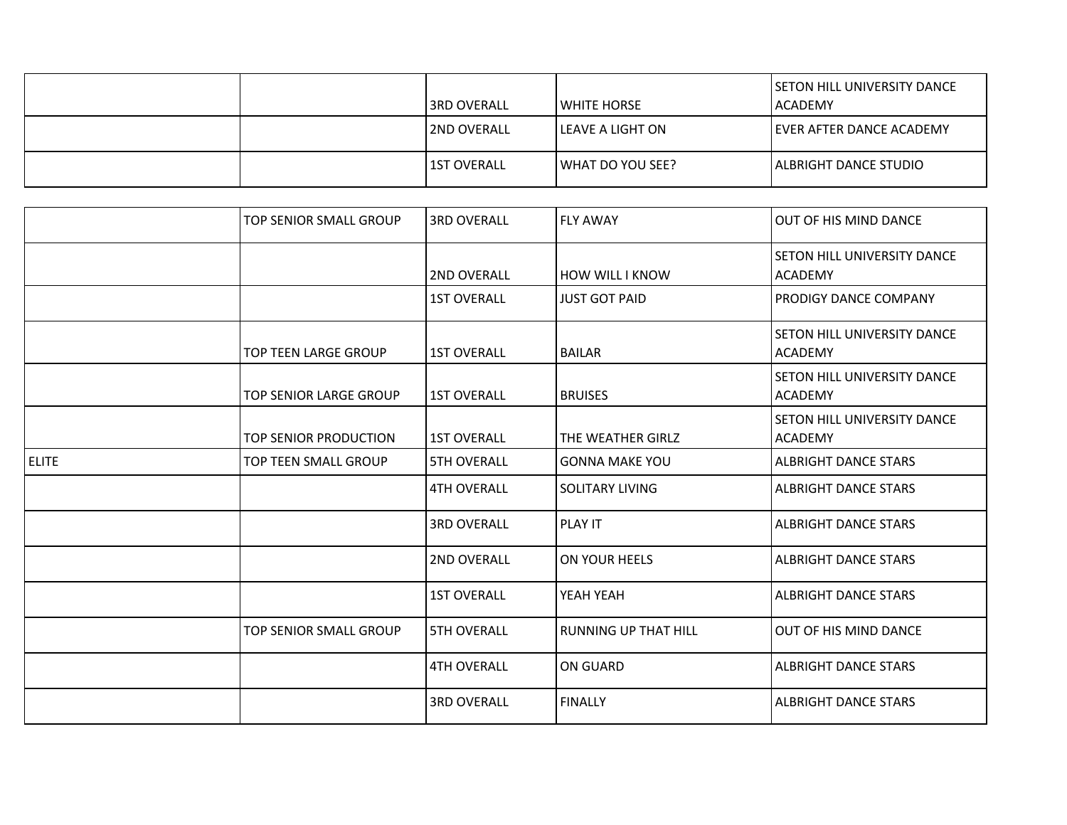| | | | | |
|---|---|---|---|---|
| | | 3RD OVERALL | WHITE HORSE | SETON HILL UNIVERSITY DANCE ACADEMY |
| | | 2ND OVERALL | LEAVE A LIGHT ON | EVER AFTER DANCE ACADEMY |
| | | 1ST OVERALL | WHAT DO YOU SEE? | ALBRIGHT DANCE STUDIO |

| | | | | |
|---|---|---|---|---|
| | TOP SENIOR SMALL GROUP | 3RD OVERALL | FLY AWAY | OUT OF HIS MIND DANCE |
| | | 2ND OVERALL | HOW WILL I KNOW | SETON HILL UNIVERSITY DANCE ACADEMY |
| | | 1ST OVERALL | JUST GOT PAID | PRODIGY DANCE COMPANY |
| | TOP TEEN LARGE GROUP | 1ST OVERALL | BAILAR | SETON HILL UNIVERSITY DANCE ACADEMY |
| | TOP SENIOR LARGE GROUP | 1ST OVERALL | BRUISES | SETON HILL UNIVERSITY DANCE ACADEMY |
| | TOP SENIOR PRODUCTION | 1ST OVERALL | THE WEATHER GIRLZ | SETON HILL UNIVERSITY DANCE ACADEMY |
| ELITE | TOP TEEN SMALL GROUP | 5TH OVERALL | GONNA MAKE YOU | ALBRIGHT DANCE STARS |
| | | 4TH OVERALL | SOLITARY LIVING | ALBRIGHT DANCE STARS |
| | | 3RD OVERALL | PLAY IT | ALBRIGHT DANCE STARS |
| | | 2ND OVERALL | ON YOUR HEELS | ALBRIGHT DANCE STARS |
| | | 1ST OVERALL | YEAH YEAH | ALBRIGHT DANCE STARS |
| | TOP SENIOR SMALL GROUP | 5TH OVERALL | RUNNING UP THAT HILL | OUT OF HIS MIND DANCE |
| | | 4TH OVERALL | ON GUARD | ALBRIGHT DANCE STARS |
| | | 3RD OVERALL | FINALLY | ALBRIGHT DANCE STARS |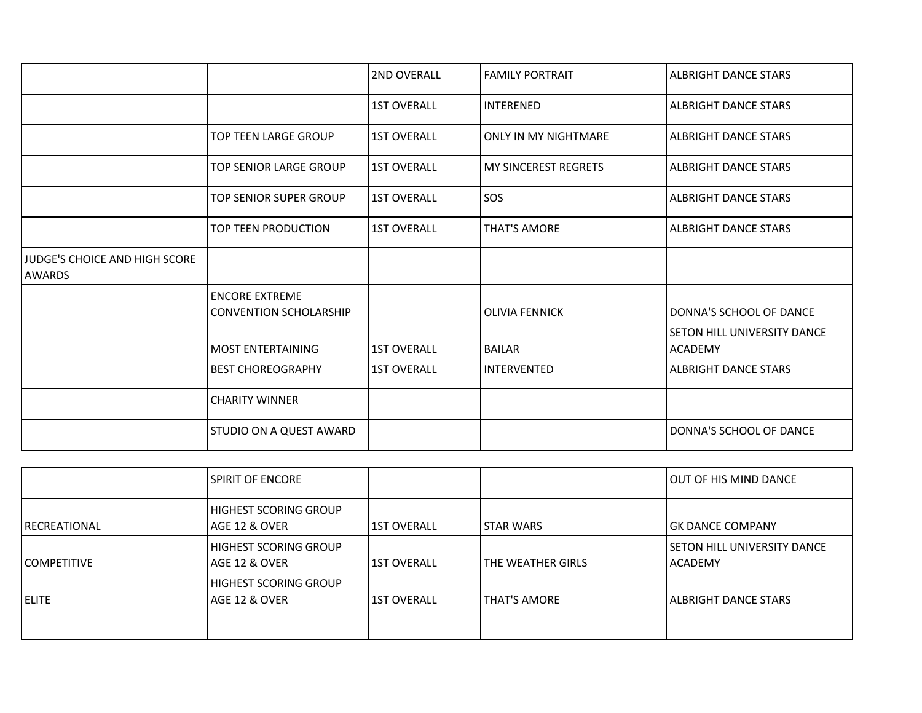| | | | | |
|---|---|---|---|---|
| | | 2ND OVERALL | FAMILY PORTRAIT | ALBRIGHT DANCE STARS |
| | | 1ST OVERALL | INTERENED | ALBRIGHT DANCE STARS |
| | TOP TEEN LARGE GROUP | 1ST OVERALL | ONLY IN MY NIGHTMARE | ALBRIGHT DANCE STARS |
| | TOP SENIOR LARGE GROUP | 1ST OVERALL | MY SINCEREST REGRETS | ALBRIGHT DANCE STARS |
| | TOP SENIOR SUPER GROUP | 1ST OVERALL | SOS | ALBRIGHT DANCE STARS |
| | TOP TEEN PRODUCTION | 1ST OVERALL | THAT'S AMORE | ALBRIGHT DANCE STARS |
| JUDGE'S CHOICE AND HIGH SCORE AWARDS | | | | |
| | ENCORE EXTREME CONVENTION SCHOLARSHIP | | OLIVIA FENNICK | DONNA'S SCHOOL OF DANCE |
| | MOST ENTERTAINING | 1ST OVERALL | BAILAR | SETON HILL UNIVERSITY DANCE ACADEMY |
| | BEST CHOREOGRAPHY | 1ST OVERALL | INTERVENTED | ALBRIGHT DANCE STARS |
| | CHARITY WINNER | | | |
| | STUDIO ON A QUEST AWARD | | | DONNA'S SCHOOL OF DANCE |
| | SPIRIT OF ENCORE | | | OUT OF HIS MIND DANCE |
| RECREATIONAL | HIGHEST SCORING GROUP AGE 12 & OVER | 1ST OVERALL | STAR WARS | GK DANCE COMPANY |
| COMPETITIVE | HIGHEST SCORING GROUP AGE 12 & OVER | 1ST OVERALL | THE WEATHER GIRLS | SETON HILL UNIVERSITY DANCE ACADEMY |
| ELITE | HIGHEST SCORING GROUP AGE 12 & OVER | 1ST OVERALL | THAT'S AMORE | ALBRIGHT DANCE STARS |
| | | | | |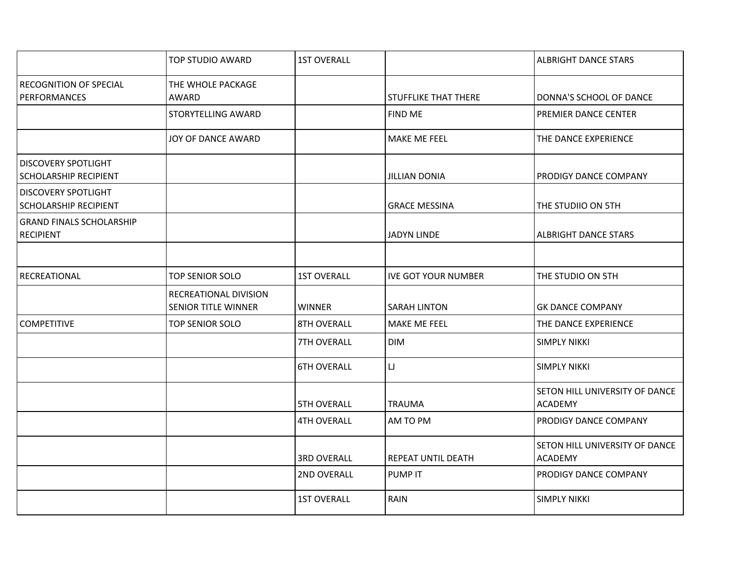| | | | | |
|---|---|---|---|---|
| | TOP STUDIO AWARD | 1ST OVERALL | | ALBRIGHT DANCE STARS |
| RECOGNITION OF SPECIAL PERFORMANCES | THE WHOLE PACKAGE AWARD | | STUFFLIKE THAT THERE | DONNA'S SCHOOL OF DANCE |
| | STORYTELLING AWARD | | FIND ME | PREMIER DANCE CENTER |
| | JOY OF DANCE AWARD | | MAKE ME FEEL | THE DANCE EXPERIENCE |
| DISCOVERY SPOTLIGHT SCHOLARSHIP RECIPIENT | | | JILLIAN DONIA | PRODIGY DANCE COMPANY |
| DISCOVERY SPOTLIGHT SCHOLARSHIP RECIPIENT | | | GRACE MESSINA | THE STUDIIO ON 5TH |
| GRAND FINALS SCHOLARSHIP RECIPIENT | | | JADYN LINDE | ALBRIGHT DANCE STARS |
| | | | | |
| RECREATIONAL | TOP SENIOR SOLO | 1ST OVERALL | IVE GOT YOUR NUMBER | THE STUDIO ON 5TH |
| | RECREATIONAL DIVISION SENIOR TITLE WINNER | WINNER | SARAH LINTON | GK DANCE COMPANY |
| COMPETITIVE | TOP SENIOR SOLO | 8TH OVERALL | MAKE ME FEEL | THE DANCE EXPERIENCE |
| | | 7TH OVERALL | DIM | SIMPLY NIKKI |
| | | 6TH OVERALL | LJ | SIMPLY NIKKI |
| | | 5TH OVERALL | TRAUMA | SETON HILL UNIVERSITY OF DANCE ACADEMY |
| | | 4TH OVERALL | AM TO PM | PRODIGY DANCE COMPANY |
| | | 3RD OVERALL | REPEAT UNTIL DEATH | SETON HILL UNIVERSITY OF DANCE ACADEMY |
| | | 2ND OVERALL | PUMP IT | PRODIGY DANCE COMPANY |
| | | 1ST OVERALL | RAIN | SIMPLY NIKKI |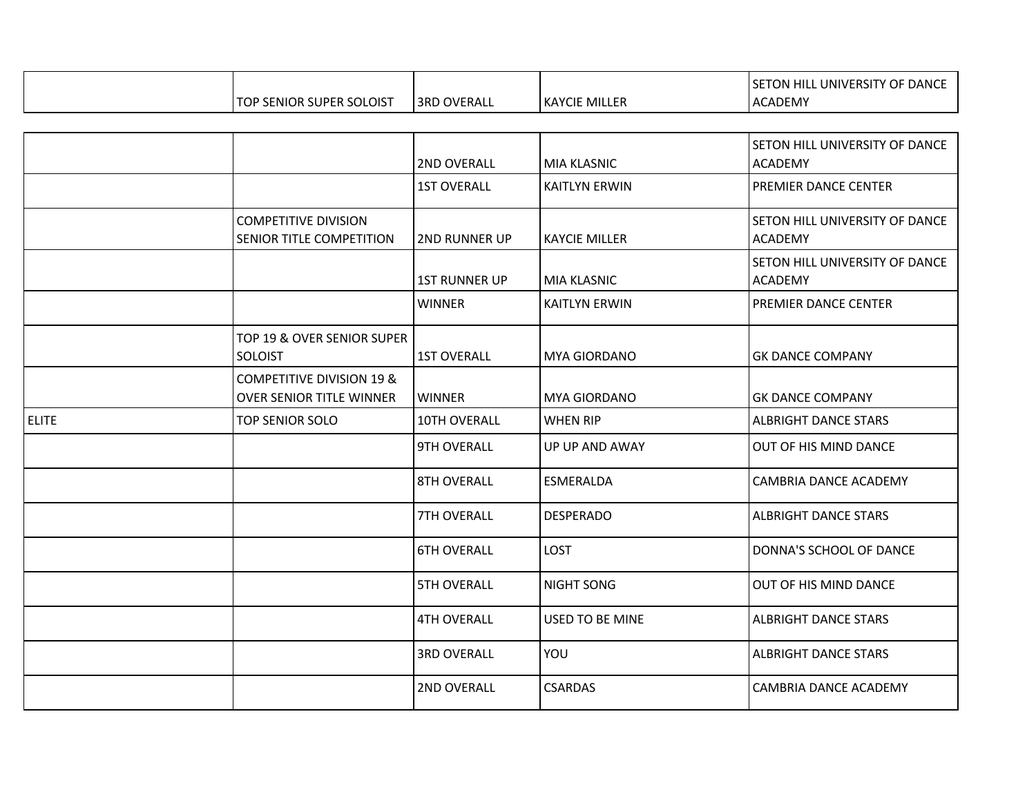| | | | | |
|---|---|---|---|---|
| | TOP SENIOR SUPER SOLOIST | 3RD OVERALL | KAYCIE MILLER | SETON HILL UNIVERSITY OF DANCE ACADEMY |
| | | 2ND OVERALL | MIA KLASNIC | SETON HILL UNIVERSITY OF DANCE ACADEMY |
| | | 1ST OVERALL | KAITLYN ERWIN | PREMIER DANCE CENTER |
| | COMPETITIVE DIVISION SENIOR TITLE COMPETITION | 2ND RUNNER UP | KAYCIE MILLER | SETON HILL UNIVERSITY OF DANCE ACADEMY |
| | | 1ST RUNNER UP | MIA KLASNIC | SETON HILL UNIVERSITY OF DANCE ACADEMY |
| | | WINNER | KAITLYN ERWIN | PREMIER DANCE CENTER |
| | TOP 19 & OVER SENIOR SUPER SOLOIST | 1ST OVERALL | MYA GIORDANO | GK DANCE COMPANY |
| | COMPETITIVE DIVISION 19 & OVER SENIOR TITLE WINNER | WINNER | MYA GIORDANO | GK DANCE COMPANY |
| ELITE | TOP SENIOR SOLO | 10TH OVERALL | WHEN RIP | ALBRIGHT DANCE STARS |
| | | 9TH OVERALL | UP UP AND AWAY | OUT OF HIS MIND DANCE |
| | | 8TH OVERALL | ESMERALDA | CAMBRIA DANCE ACADEMY |
| | | 7TH OVERALL | DESPERADO | ALBRIGHT DANCE STARS |
| | | 6TH OVERALL | LOST | DONNA'S SCHOOL OF DANCE |
| | | 5TH OVERALL | NIGHT SONG | OUT OF HIS MIND DANCE |
| | | 4TH OVERALL | USED TO BE MINE | ALBRIGHT DANCE STARS |
| | | 3RD OVERALL | YOU | ALBRIGHT DANCE STARS |
| | | 2ND OVERALL | CSARDAS | CAMBRIA DANCE ACADEMY |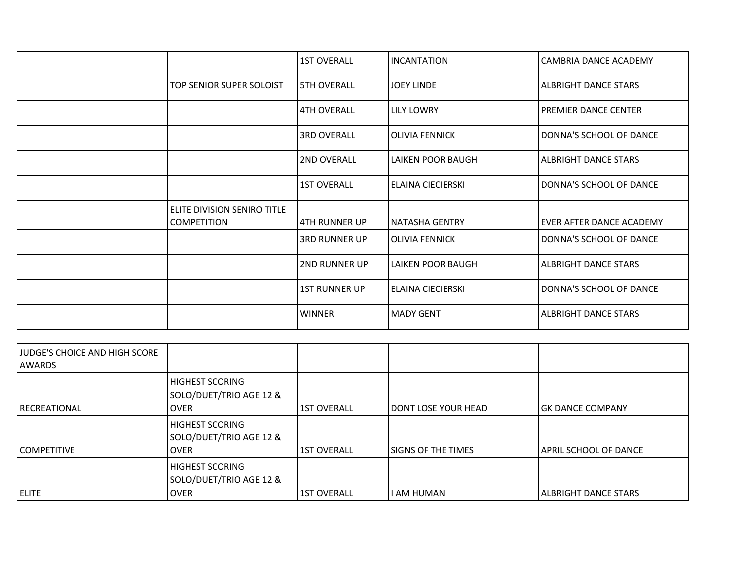| | | | | |
|---|---|---|---|---|
| | | 1ST OVERALL | INCANTATION | CAMBRIA DANCE ACADEMY |
| | TOP SENIOR SUPER SOLOIST | 5TH OVERALL | JOEY LINDE | ALBRIGHT DANCE STARS |
| | | 4TH OVERALL | LILY LOWRY | PREMIER DANCE CENTER |
| | | 3RD OVERALL | OLIVIA FENNICK | DONNA'S SCHOOL OF DANCE |
| | | 2ND OVERALL | LAIKEN POOR BAUGH | ALBRIGHT DANCE STARS |
| | | 1ST OVERALL | ELAINA CIECIERSKI | DONNA'S SCHOOL OF DANCE |
| | ELITE DIVISION SENIRO TITLE COMPETITION | 4TH RUNNER UP | NATASHA GENTRY | EVER AFTER DANCE ACADEMY |
| | | 3RD RUNNER UP | OLIVIA FENNICK | DONNA'S SCHOOL OF DANCE |
| | | 2ND RUNNER UP | LAIKEN POOR BAUGH | ALBRIGHT DANCE STARS |
| | | 1ST RUNNER UP | ELAINA CIECIERSKI | DONNA'S SCHOOL OF DANCE |
| | | WINNER | MADY GENT | ALBRIGHT DANCE STARS |

| | | | | |
|---|---|---|---|---|
| JUDGE'S CHOICE AND HIGH SCORE AWARDS | | | | |
| RECREATIONAL | HIGHEST SCORING SOLO/DUET/TRIO AGE 12 & OVER | 1ST OVERALL | DONT LOSE YOUR HEAD | GK DANCE COMPANY |
| COMPETITIVE | HIGHEST SCORING SOLO/DUET/TRIO AGE 12 & OVER | 1ST OVERALL | SIGNS OF THE TIMES | APRIL SCHOOL OF DANCE |
| ELITE | HIGHEST SCORING SOLO/DUET/TRIO AGE 12 & OVER | 1ST OVERALL | I AM HUMAN | ALBRIGHT DANCE STARS |